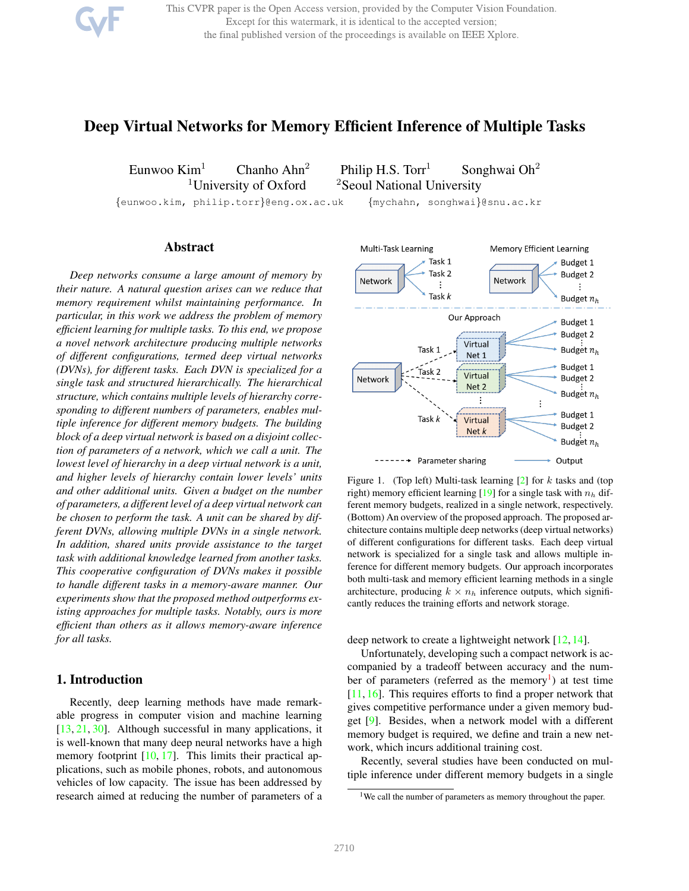# Deep Virtual Networks for Memory Efficient Inference of Multiple Tasks

Eunwoo Kim[1] Chanho Ahn[2] Philip H.S. Torr[1] Songhwai Oh[2]
[1]University of Oxford [2]Seoul National University

{eunwoo.kim, philip.torr}@eng.ox.ac.uk {mychahn, songhwai}@snu.ac.kr

## Abstract

*Deep networks consume a large amount of memory by their nature. A natural question arises can we reduce that memory requirement whilst maintaining performance. In particular, in this work we address the problem of memory efficient learning for multiple tasks. To this end, we propose a novel network architecture producing multiple networks of different configurations, termed deep virtual networks (DVNs), for different tasks. Each DVN is specialized for a single task and structured hierarchically. The hierarchical structure, which contains multiple levels of hierarchy corresponding to different numbers of parameters, enables multiple inference for different memory budgets. The building block of a deep virtual network is based on a disjoint collection of parameters of a network, which we call a unit. The lowest level of hierarchy in a deep virtual network is a unit, and higher levels of hierarchy contain lower levels' units and other additional units. Given a budget on the number of parameters, a different level of a deep virtual network can be chosen to perform the task. A unit can be shared by different DVNs, allowing multiple DVNs in a single network. In addition, shared units provide assistance to the target task with additional knowledge learned from another tasks. This cooperative configuration of DVNs makes it possible to handle different tasks in a memory-aware manner. Our experiments show that the proposed method outperforms existing approaches for multiple tasks. Notably, ours is more efficient than others as it allows memory-aware inference for all tasks.*

## 1. Introduction

Recently, deep learning methods have made remarkable progress in computer vision and machine learning [13, 21, 30]. Although successful in many applications, it is well-known that many deep neural networks have a high memory footprint [10, 17]. This limits their practical applications, such as mobile phones, robots, and autonomous vehicles of low capacity. The issue has been addressed by research aimed at reducing the number of parameters of a deep network to create a lightweight network [12, 14].

Figure 1. (Top left) Multi-task learning [2] for $k$ tasks and (top right) memory efficient learning [19] for a single task with $n_h$ different memory budgets, realized in a single network, respectively. (Bottom) An overview of the proposed approach. The proposed architecture contains multiple deep networks (deep virtual networks) of different configurations for different tasks. Each deep virtual network is specialized for a single task and allows multiple inference for different memory budgets. Our approach incorporates both multi-task and memory efficient learning methods in a single architecture, producing $k \times n_h$ inference outputs, which significantly reduces the training efforts and network storage.

Unfortunately, developing such a compact network is accompanied by a tradeoff between accuracy and the number of parameters (referred as the memory[1]) at test time [11, 16]. This requires efforts to find a proper network that gives competitive performance under a given memory budget [9]. Besides, when a network model with a different memory budget is required, we define and train a new network, which incurs additional training cost.

Recently, several studies have been conducted on multiple inference under different memory budgets in a single

[1]We call the number of parameters as memory throughout the paper.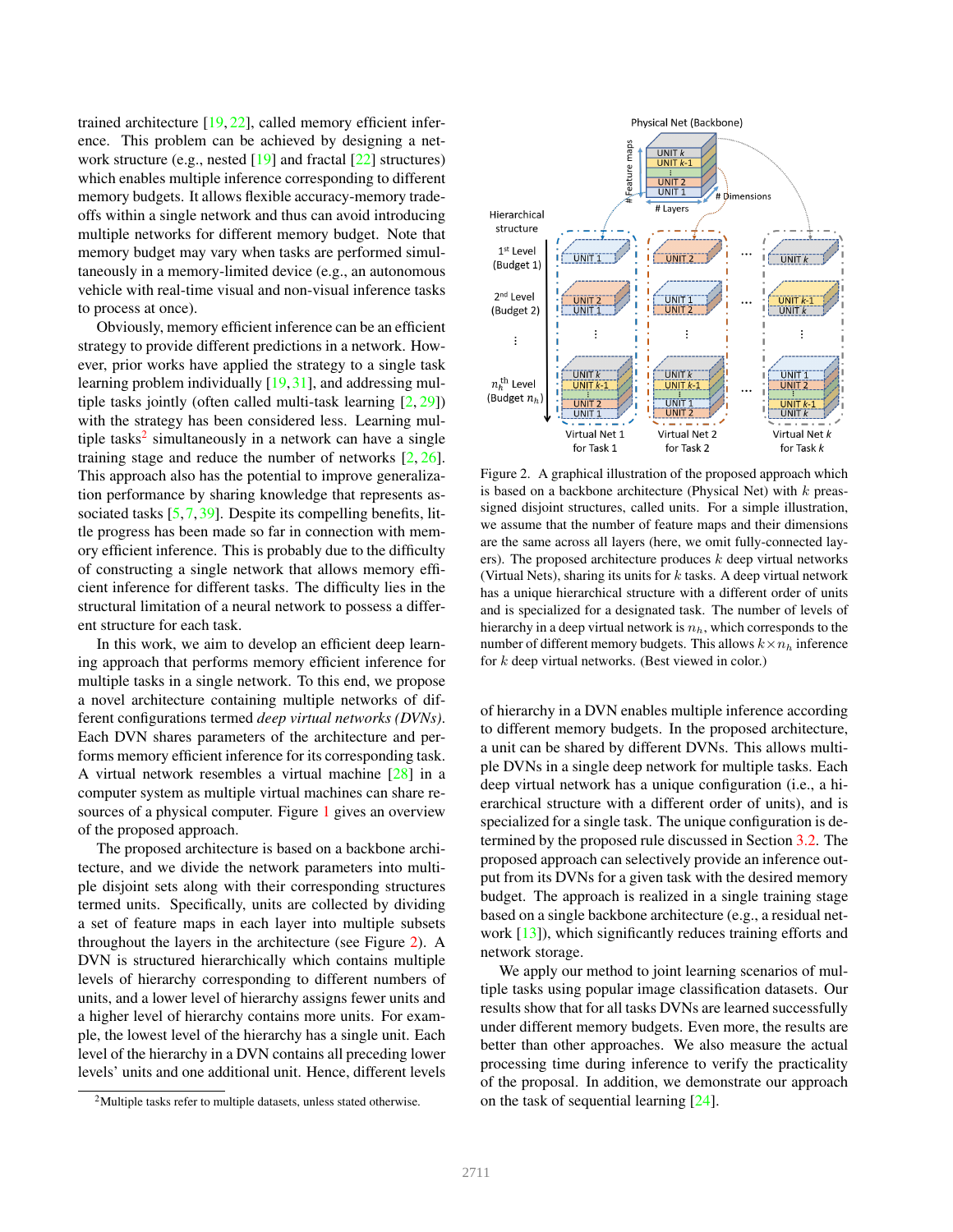trained architecture [19, 22], called memory efficient inference. This problem can be achieved by designing a network structure (e.g., nested [19] and fractal [22] structures) which enables multiple inference corresponding to different memory budgets. It allows flexible accuracy-memory trade-offs within a single network and thus can avoid introducing multiple networks for different memory budget. Note that memory budget may vary when tasks are performed simultaneously in a memory-limited device (e.g., an autonomous vehicle with real-time visual and non-visual inference tasks to process at once).

Obviously, memory efficient inference can be an efficient strategy to provide different predictions in a network. However, prior works have applied the strategy to a single task learning problem individually [19, 31], and addressing multiple tasks jointly (often called multi-task learning [2, 29]) with the strategy has been considered less. Learning multiple tasks[2] simultaneously in a network can have a single training stage and reduce the number of networks [2, 26]. This approach also has the potential to improve generalization performance by sharing knowledge that represents associated tasks [5, 7, 39]. Despite its compelling benefits, little progress has been made so far in connection with memory efficient inference. This is probably due to the difficulty of constructing a single network that allows memory efficient inference for different tasks. The difficulty lies in the structural limitation of a neural network to possess a different structure for each task.

In this work, we aim to develop an efficient deep learning approach that performs memory efficient inference for multiple tasks in a single network. To this end, we propose a novel architecture containing multiple networks of different configurations termed *deep virtual networks (DVNs)*. Each DVN shares parameters of the architecture and performs memory efficient inference for its corresponding task. A virtual network resembles a virtual machine [28] in a computer system as multiple virtual machines can share resources of a physical computer. Figure 1 gives an overview of the proposed approach.

The proposed architecture is based on a backbone architecture, and we divide the network parameters into multiple disjoint sets along with their corresponding structures termed units. Specifically, units are collected by dividing a set of feature maps in each layer into multiple subsets throughout the layers in the architecture (see Figure 2). A DVN is structured hierarchically which contains multiple levels of hierarchy corresponding to different numbers of units, and a lower level of hierarchy assigns fewer units and a higher level of hierarchy contains more units. For example, the lowest level of the hierarchy has a single unit. Each level of the hierarchy in a DVN contains all preceding lower levels' units and one additional unit. Hence, different levels of hierarchy in a DVN enables multiple inference according to different memory budgets. In the proposed architecture, a unit can be shared by different DVNs. This allows multiple DVNs in a single deep network for multiple tasks. Each deep virtual network has a unique configuration (i.e., a hierarchical structure with a different order of units), and is specialized for a single task. The unique configuration is determined by the proposed rule discussed in Section 3.2. The proposed approach can selectively provide an inference output from its DVNs for a given task with the desired memory budget. The approach is realized in a single training stage based on a single backbone architecture (e.g., a residual network [13]), which significantly reduces training efforts and network storage.

Figure 2. A graphical illustration of the proposed approach which is based on a backbone architecture (Physical Net) with $k$ preassigned disjoint structures, called units. For a simple illustration, we assume that the number of feature maps and their dimensions are the same across all layers (here, we omit fully-connected layers). The proposed architecture produces $k$ deep virtual networks (Virtual Nets), sharing its units for $k$ tasks. A deep virtual network has a unique hierarchical structure with a different order of units and is specialized for a designated task. The number of levels of hierarchy in a deep virtual network is $n_h$, which corresponds to the number of different memory budgets. This allows $k \times n_h$ inference for $k$ deep virtual networks. (Best viewed in color.)

We apply our method to joint learning scenarios of multiple tasks using popular image classification datasets. Our results show that for all tasks DVNs are learned successfully under different memory budgets. Even more, the results are better than other approaches. We also measure the actual processing time during inference to verify the practicality of the proposal. In addition, we demonstrate our approach on the task of sequential learning [24].

[2] Multiple tasks refer to multiple datasets, unless stated otherwise.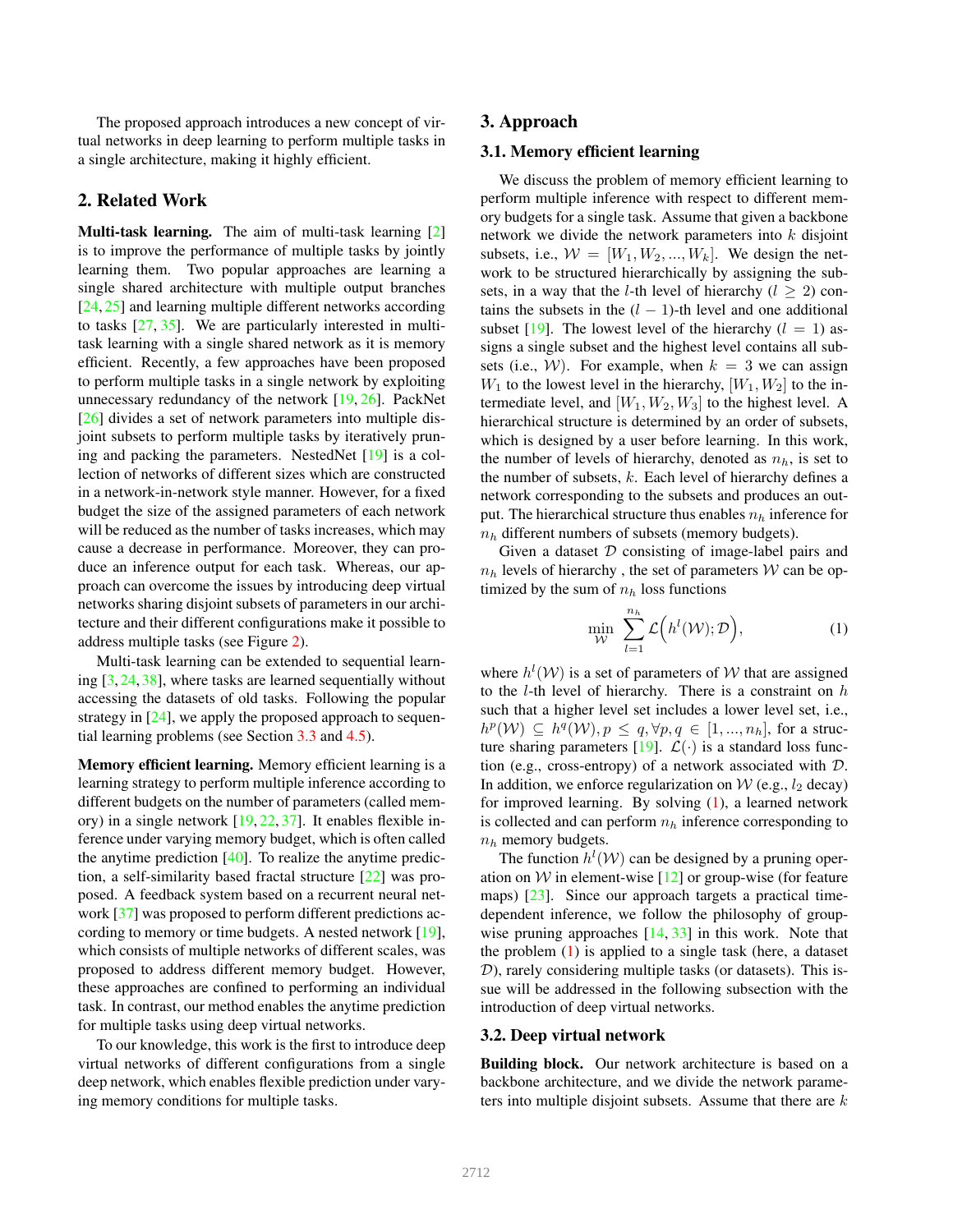The proposed approach introduces a new concept of virtual networks in deep learning to perform multiple tasks in a single architecture, making it highly efficient.

## 2. Related Work

**Multi-task learning.** The aim of multi-task learning [2] is to improve the performance of multiple tasks by jointly learning them. Two popular approaches are learning a single shared architecture with multiple output branches [24, 25] and learning multiple different networks according to tasks [27, 35]. We are particularly interested in multi-task learning with a single shared network as it is memory efficient. Recently, a few approaches have been proposed to perform multiple tasks in a single network by exploiting unnecessary redundancy of the network [19, 26]. PackNet [26] divides a set of network parameters into multiple disjoint subsets to perform multiple tasks by iteratively pruning and packing the parameters. NestedNet [19] is a collection of networks of different sizes which are constructed in a network-in-network style manner. However, for a fixed budget the size of the assigned parameters of each network will be reduced as the number of tasks increases, which may cause a decrease in performance. Moreover, they can produce an inference output for each task. Whereas, our approach can overcome the issues by introducing deep virtual networks sharing disjoint subsets of parameters in our architecture and their different configurations make it possible to address multiple tasks (see Figure 2).

Multi-task learning can be extended to sequential learning [3, 24, 38], where tasks are learned sequentially without accessing the datasets of old tasks. Following the popular strategy in [24], we apply the proposed approach to sequential learning problems (see Section 3.3 and 4.5).

**Memory efficient learning.** Memory efficient learning is a learning strategy to perform multiple inference according to different budgets on the number of parameters (called memory) in a single network [19, 22, 37]. It enables flexible inference under varying memory budget, which is often called the anytime prediction [40]. To realize the anytime prediction, a self-similarity based fractal structure [22] was proposed. A feedback system based on a recurrent neural network [37] was proposed to perform different predictions according to memory or time budgets. A nested network [19], which consists of multiple networks of different scales, was proposed to address different memory budget. However, these approaches are confined to performing an individual task. In contrast, our method enables the anytime prediction for multiple tasks using deep virtual networks.

To our knowledge, this work is the first to introduce deep virtual networks of different configurations from a single deep network, which enables flexible prediction under varying memory conditions for multiple tasks.

## 3. Approach

### 3.1. Memory efficient learning

We discuss the problem of memory efficient learning to perform multiple inference with respect to different memory budgets for a single task. Assume that given a backbone network we divide the network parameters into $k$ disjoint subsets, i.e., $\mathcal{W} = [W_1, W_2, ..., W_k]$. We design the network to be structured hierarchically by assigning the subsets, in a way that the $l$-th level of hierarchy ($l \geq 2$) contains the subsets in the $(l-1)$-th level and one additional subset [19]. The lowest level of the hierarchy ($l = 1$) assigns a single subset and the highest level contains all subsets (i.e., $\mathcal{W}$). For example, when $k = 3$ we can assign $W_1$ to the lowest level in the hierarchy, $[W_1, W_2]$ to the intermediate level, and $[W_1, W_2, W_3]$ to the highest level. A hierarchical structure is determined by an order of subsets, which is designed by a user before learning. In this work, the number of levels of hierarchy, denoted as $n_h$, is set to the number of subsets, $k$. Each level of hierarchy defines a network corresponding to the subsets and produces an output. The hierarchical structure thus enables $n_h$ inference for $n_h$ different numbers of subsets (memory budgets).

Given a dataset $\mathcal{D}$ consisting of image-label pairs and $n_h$ levels of hierarchy , the set of parameters $\mathcal{W}$ can be optimized by the sum of $n_h$ loss functions

$$\min_{\mathcal{W}} \sum_{l=1}^{n_h} \mathcal{L}\Big(h^l(\mathcal{W}); \mathcal{D}\Big), \tag{1}$$

where $h^l(\mathcal{W})$ is a set of parameters of $\mathcal{W}$ that are assigned to the $l$-th level of hierarchy. There is a constraint on $h$ such that a higher level set includes a lower level set, i.e., $h^p(\mathcal{W}) \subseteq h^q(\mathcal{W}), p \leq q, \forall p, q \in [1, ..., n_h]$, for a structure sharing parameters [19]. $\mathcal{L}(\cdot)$ is a standard loss function (e.g., cross-entropy) of a network associated with $\mathcal{D}$. In addition, we enforce regularization on $\mathcal{W}$ (e.g., $l_2$ decay) for improved learning. By solving (1), a learned network is collected and can perform $n_h$ inference corresponding to $n_h$ memory budgets.

The function $h^l(\mathcal{W})$ can be designed by a pruning operation on $\mathcal{W}$ in element-wise [12] or group-wise (for feature maps) [23]. Since our approach targets a practical time-dependent inference, we follow the philosophy of group-wise pruning approaches [14, 33] in this work. Note that the problem (1) is applied to a single task (here, a dataset $\mathcal{D}$), rarely considering multiple tasks (or datasets). This issue will be addressed in the following subsection with the introduction of deep virtual networks.

### 3.2. Deep virtual network

**Building block.** Our network architecture is based on a backbone architecture, and we divide the network parameters into multiple disjoint subsets. Assume that there are $k$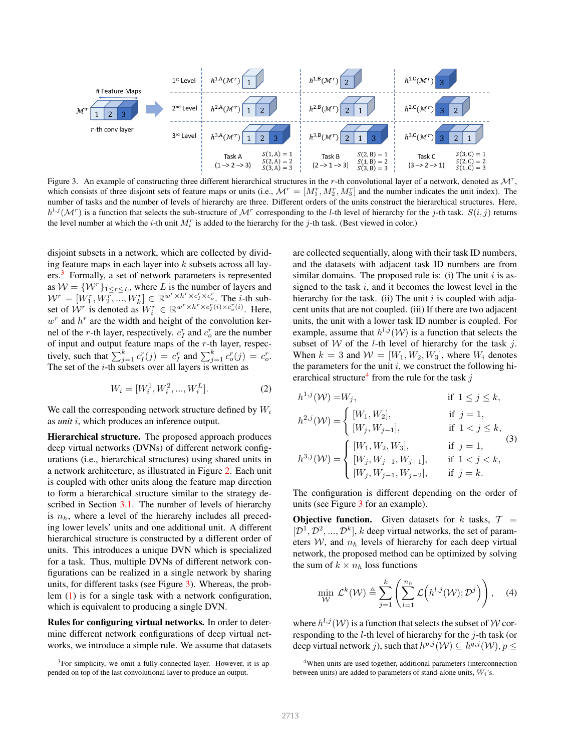Figure 3. An example of constructing three different hierarchical structures in the $r$-th convolutional layer of a network, denoted as $\mathcal{M}^r$, which consists of three disjoint sets of feature maps or units (i.e., $\mathcal{M}^r = [M_1^r, M_2^r, M_3^r]$ and the number indicates the unit index). The number of tasks and the number of levels of hierarchy are three. Different orders of the units construct the hierarchical structures. Here, $h^{l,j}(\mathcal{M}^r)$ is a function that selects the sub-structure of $\mathcal{M}^r$ corresponding to the $l$-th level of hierarchy for the $j$-th task. $S(i,j)$ returns the level number at which the $i$-th unit $M_i^r$ is added to the hierarchy for the $j$-th task. (Best viewed in color.)

disjoint subsets in a network, which are collected by dividing feature maps in each layer into $k$ subsets across all layers.[3] Formally, a set of network parameters is represented as $\mathcal{W} = \{\mathcal{W}^r\}_{1 \leq r \leq L}$, where $L$ is the number of layers and $\mathcal{W}^r = [W_1^r, W_2^r, ..., W_k^r] \in \mathbb{R}^{w^r \times h^r \times c_I^r \times c_o^r}$. The $i$-th subset of $\mathcal{W}^r$ is denoted as $W_i^r \in \mathbb{R}^{w^r \times h^r \times c_I^r(i) \times c_o^r(i)}$. Here, $w^r$ and $h^r$ are the width and height of the convolution kernel of the $r$-th layer, respectively. $c_I^r$ and $c_o^r$ are the number of input and output feature maps of the $r$-th layer, respectively, such that $\sum_{j=1}^k c_I^r(j) = c_I^r$ and $\sum_{j=1}^k c_o^r(j) = c_o^r$. The set of the $i$-th subsets over all layers is written as

$$W_i = [W_i^1, W_i^2, ..., W_i^L]. \tag{2}$$

We call the corresponding network structure defined by $W_i$ as *unit* $i$, which produces an inference output.

**Hierarchical structure.** The proposed approach produces deep virtual networks (DVNs) of different network configurations (i.e., hierarchical structures) using shared units in a network architecture, as illustrated in Figure 2. Each unit is coupled with other units along the feature map direction to form a hierarchical structure similar to the strategy described in Section 3.1. The number of levels of hierarchy is $n_h$, where a level of the hierarchy includes all preceding lower levels' units and one additional unit. A different hierarchical structure is constructed by a different order of units. This introduces a unique DVN which is specialized for a task. Thus, multiple DVNs of different network configurations can be realized in a single network by sharing units, for different tasks (see Figure 3). Whereas, the problem (1) is for a single task with a network configuration, which is equivalent to producing a single DVN.

**Rules for configuring virtual networks.** In order to determine different network configurations of deep virtual networks, we introduce a simple rule. We assume that datasets are collected sequentially, along with their task ID numbers, and the datasets with adjacent task ID numbers are from similar domains. The proposed rule is: (i) The unit $i$ is assigned to the task $i$, and it becomes the lowest level in the hierarchy for the task $i$. (ii) The unit $i$ is coupled with adjacent units that are not coupled. (iii) If there are two adjacent units, the unit with a lower task ID number is coupled. For example, assume that $h^{l,j}(\mathcal{W})$ is a function that selects the subset of $\mathcal{W}$ of the $l$-th level of hierarchy for the task $j$. When $k = 3$ and $\mathcal{W} = [W_1, W_2, W_3]$, where $W_i$ denotes the parameters for the unit $i$, we construct the following hierarchical structure[4] from the rule for the task $j$

$$
\begin{aligned}
h^{1,j}(\mathcal{W}) &= W_j, & \text{if } 1 \leq j \leq k,\\
h^{2,j}(\mathcal{W}) &= \begin{cases} [W_1, W_2], & \text{if } j = 1,\\ [W_j, W_{j-1}], & \text{if } 1 < j \leq k, \end{cases}\\
h^{3,j}(\mathcal{W}) &= \begin{cases} [W_1, W_2, W_3], & \text{if } j = 1,\\ [W_j, W_{j-1}, W_{j+1}], & \text{if } 1 < j < k,\\ [W_j, W_{j-1}, W_{j-2}], & \text{if } j = k. \end{cases}
\end{aligned}
\tag{3}
$$

The configuration is different depending on the order of units (see Figure 3 for an example).

**Objective function.** Given datasets for $k$ tasks, $\mathcal{T} = [\mathcal{D}^1, \mathcal{D}^2, ..., \mathcal{D}^k]$, $k$ deep virtual networks, the set of parameters $\mathcal{W}$, and $n_h$ levels of hierarchy for each deep virtual network, the proposed method can be optimized by solving the sum of $k \times n_h$ loss functions

$$\min_{\mathcal{W}} \mathcal{L}^k(\mathcal{W}) \triangleq \sum_{j=1}^{k} \left( \sum_{l=1}^{n_h} \mathcal{L}\left(h^{l,j}(\mathcal{W}); \mathcal{D}^j\right) \right), \tag{4}$$

where $h^{l,j}(\mathcal{W})$ is a function that selects the subset of $\mathcal{W}$ corresponding to the $l$-th level of hierarchy for the $j$-th task (or deep virtual network $j$), such that $h^{p,j}(\mathcal{W}) \subseteq h^{q,j}(\mathcal{W}), p \leq$

[3] For simplicity, we omit a fully-connected layer. However, it is appended on top of the last convolutional layer to produce an output.

[4] When units are used together, additional parameters (interconnection between units) are added to parameters of stand-alone units, $W_i$'s.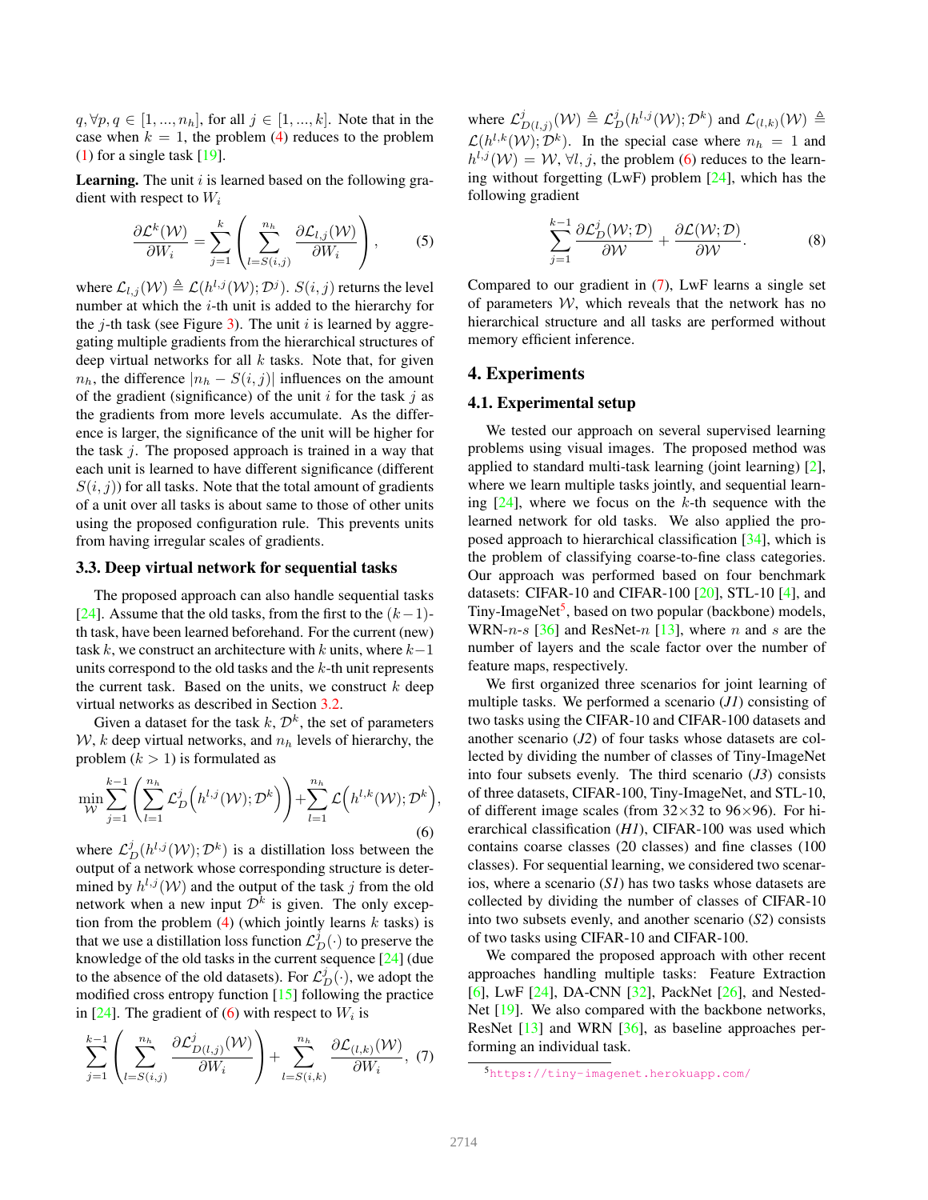$q, \forall p, q \in [1, ..., n_h]$, for all $j \in [1, ..., k]$. Note that in the case when $k = 1$, the problem (4) reduces to the problem (1) for a single task [19].

**Learning.** The unit $i$ is learned based on the following gradient with respect to $W_i$

$$\frac{\partial \mathcal{L}^k(\mathcal{W})}{\partial W_i} = \sum_{j=1}^{k} \left( \sum_{l=S(i,j)}^{n_h} \frac{\partial \mathcal{L}_{l,j}(\mathcal{W})}{\partial W_i} \right), \tag{5}$$

where $\mathcal{L}_{l,j}(\mathcal{W}) \triangleq \mathcal{L}(h^{l,j}(\mathcal{W}); \mathcal{D}^j)$. $S(i, j)$ returns the level number at which the $i$-th unit is added to the hierarchy for the $j$-th task (see Figure 3). The unit $i$ is learned by aggregating multiple gradients from the hierarchical structures of deep virtual networks for all $k$ tasks. Note that, for given $n_h$, the difference $|n_h - S(i, j)|$ influences on the amount of the gradient (significance) of the unit $i$ for the task $j$ as the gradients from more levels accumulate. As the difference is larger, the significance of the unit will be higher for the task $j$. The proposed approach is trained in a way that each unit is learned to have different significance (different $S(i, j)$) for all tasks. Note that the total amount of gradients of a unit over all tasks is about same to those of other units using the proposed configuration rule. This prevents units from having irregular scales of gradients.

### 3.3. Deep virtual network for sequential tasks

The proposed approach can also handle sequential tasks [24]. Assume that the old tasks, from the first to the $(k-1)$-th task, have been learned beforehand. For the current (new) task $k$, we construct an architecture with $k$ units, where $k-1$ units correspond to the old tasks and the $k$-th unit represents the current task. Based on the units, we construct $k$ deep virtual networks as described in Section 3.2.

Given a dataset for the task $k$, $\mathcal{D}^k$, the set of parameters $\mathcal{W}$, $k$ deep virtual networks, and $n_h$ levels of hierarchy, the problem $(k > 1)$ is formulated as

$$\min_{\mathcal{W}} \sum_{j=1}^{k-1} \left( \sum_{l=1}^{n_h} \mathcal{L}_D^j \left( h^{l,j}(\mathcal{W}); \mathcal{D}^k \right) \right) + \sum_{l=1}^{n_h} \mathcal{L} \left( h^{l,k}(\mathcal{W}); \mathcal{D}^k \right), \tag{6}$$

where $\mathcal{L}_D^j(h^{l,j}(\mathcal{W}); \mathcal{D}^k)$ is a distillation loss between the output of a network whose corresponding structure is determined by $h^{l,j}(\mathcal{W})$ and the output of the task $j$ from the old network when a new input $\mathcal{D}^k$ is given. The only exception from the problem (4) (which jointly learns $k$ tasks) is that we use a distillation loss function $\mathcal{L}_D^j(\cdot)$ to preserve the knowledge of the old tasks in the current sequence [24] (due to the absence of the old datasets). For $\mathcal{L}_D^j(\cdot)$, we adopt the modified cross entropy function [15] following the practice in [24]. The gradient of (6) with respect to $W_i$ is

$$\sum_{j=1}^{k-1} \left( \sum_{l=S(i,j)}^{n_h} \frac{\partial \mathcal{L}_{D(l,j)}^j(\mathcal{W})}{\partial W_i} \right) + \sum_{l=S(i,k)}^{n_h} \frac{\partial \mathcal{L}_{(l,k)}(\mathcal{W})}{\partial W_i}, \tag{7}$$

where $\mathcal{L}_{D(l,j)}^j(\mathcal{W}) \triangleq \mathcal{L}_D^j(h^{l,j}(\mathcal{W}); \mathcal{D}^k)$ and $\mathcal{L}_{(l,k)}(\mathcal{W}) \triangleq \mathcal{L}(h^{l,k}(\mathcal{W}); \mathcal{D}^k)$. In the special case where $n_h = 1$ and $h^{l,j}(\mathcal{W}) = \mathcal{W}, \forall l, j$, the problem (6) reduces to the learning without forgetting (LwF) problem [24], which has the following gradient

$$\sum_{j=1}^{k-1} \frac{\partial \mathcal{L}_D^j(\mathcal{W}; \mathcal{D})}{\partial \mathcal{W}} + \frac{\partial \mathcal{L}(\mathcal{W}; \mathcal{D})}{\partial \mathcal{W}}. \tag{8}$$

Compared to our gradient in (7), LwF learns a single set of parameters $\mathcal{W}$, which reveals that the network has no hierarchical structure and all tasks are performed without memory efficient inference.

## 4. Experiments

### 4.1. Experimental setup

We tested our approach on several supervised learning problems using visual images. The proposed method was applied to standard multi-task learning (joint learning) [2], where we learn multiple tasks jointly, and sequential learning [24], where we focus on the $k$-th sequence with the learned network for old tasks. We also applied the proposed approach to hierarchical classification [34], which is the problem of classifying coarse-to-fine class categories. Our approach was performed based on four benchmark datasets: CIFAR-10 and CIFAR-100 [20], STL-10 [4], and Tiny-ImageNet[5], based on two popular (backbone) models, WRN-$n$-$s$ [36] and ResNet-$n$ [13], where $n$ and $s$ are the number of layers and the scale factor over the number of feature maps, respectively.

We first organized three scenarios for joint learning of multiple tasks. We performed a scenario (*J1*) consisting of two tasks using the CIFAR-10 and CIFAR-100 datasets and another scenario (*J2*) of four tasks whose datasets are collected by dividing the number of classes of Tiny-ImageNet into four subsets evenly. The third scenario (*J3*) consists of three datasets, CIFAR-100, Tiny-ImageNet, and STL-10, of different image scales (from 32×32 to 96×96). For hierarchical classification (*H1*), CIFAR-100 was used which contains coarse classes (20 classes) and fine classes (100 classes). For sequential learning, we considered two scenarios, where a scenario (*S1*) has two tasks whose datasets are collected by dividing the number of classes of CIFAR-10 into two subsets evenly, and another scenario (*S2*) consists of two tasks using CIFAR-10 and CIFAR-100.

We compared the proposed approach with other recent approaches handling multiple tasks: Feature Extraction [6], LwF [24], DA-CNN [32], PackNet [26], and NestedNet [19]. We also compared with the backbone networks, ResNet [13] and WRN [36], as baseline approaches performing an individual task.

[5] https://tiny-imagenet.herokuapp.com/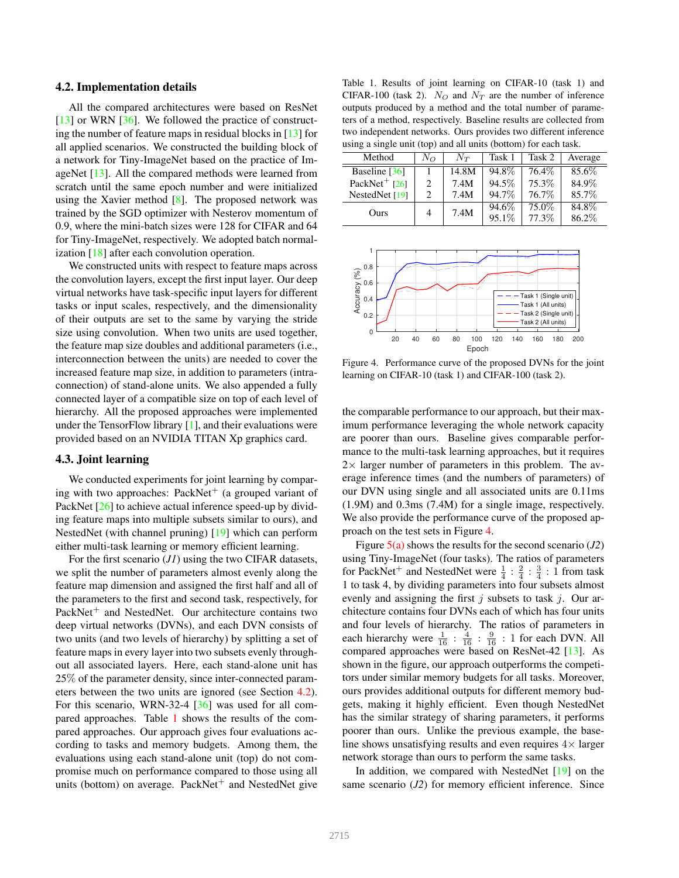### 4.2. Implementation details

All the compared architectures were based on ResNet [13] or WRN [36]. We followed the practice of constructing the number of feature maps in residual blocks in [13] for all applied scenarios. We constructed the building block of a network for Tiny-ImageNet based on the practice of ImageNet [13]. All the compared methods were learned from scratch until the same epoch number and were initialized using the Xavier method [8]. The proposed network was trained by the SGD optimizer with Nesterov momentum of 0.9, where the mini-batch sizes were 128 for CIFAR and 64 for Tiny-ImageNet, respectively. We adopted batch normalization [18] after each convolution operation.

We constructed units with respect to feature maps across the convolution layers, except the first input layer. Our deep virtual networks have task-specific input layers for different tasks or input scales, respectively, and the dimensionality of their outputs are set to the same by varying the stride size using convolution. When two units are used together, the feature map size doubles and additional parameters (i.e., interconnection between the units) are needed to cover the increased feature map size, in addition to parameters (intra-connection) of stand-alone units. We also appended a fully connected layer of a compatible size on top of each level of hierarchy. All the proposed approaches were implemented under the TensorFlow library [1], and their evaluations were provided based on an NVIDIA TITAN Xp graphics card.

### 4.3. Joint learning

We conducted experiments for joint learning by comparing with two approaches: PackNet$^+$ (a grouped variant of PackNet [26] to achieve actual inference speed-up by dividing feature maps into multiple subsets similar to ours), and NestedNet (with channel pruning) [19] which can perform either multi-task learning or memory efficient learning.

For the first scenario (*J1*) using the two CIFAR datasets, we split the number of parameters almost evenly along the feature map dimension and assigned the first half and all of the parameters to the first and second task, respectively, for PackNet$^+$ and NestedNet. Our architecture contains two deep virtual networks (DVNs), and each DVN consists of two units (and two levels of hierarchy) by splitting a set of feature maps in every layer into two subsets evenly throughout all associated layers. Here, each stand-alone unit has 25% of the parameter density, since inter-connected parameters between the two units are ignored (see Section 4.2). For this scenario, WRN-32-4 [36] was used for all compared approaches. Table 1 shows the results of the compared approaches. Our approach gives four evaluations according to tasks and memory budgets. Among them, the evaluations using each stand-alone unit (top) do not compromise much on performance compared to those using all units (bottom) on average. PackNet$^+$ and NestedNet give the comparable performance to our approach, but their maximum performance leveraging the whole network capacity are poorer than ours. Baseline gives comparable performance to the multi-task learning approaches, but it requires $2\times$ larger number of parameters in this problem. The average inference times (and the numbers of parameters) of our DVN using single and all associated units are 0.11ms (1.9M) and 0.3ms (7.4M) for a single image, respectively. We also provide the performance curve of the proposed approach on the test sets in Figure 4.

Table 1. Results of joint learning on CIFAR-10 (task 1) and CIFAR-100 (task 2). $N_O$ and $N_T$ are the number of inference outputs produced by a method and the total number of parameters of a method, respectively. Baseline results are collected from two independent networks. Ours provides two different inference using a single unit (top) and all units (bottom) for each task.

| Method | $N_O$ | $N_T$ | Task 1 | Task 2 | Average |
|---|---|---|---|---|---|
| Baseline [36] | 1 | 14.8M | 94.8% | 76.4% | 85.6% |
| PackNet$^+$ [26] | 2 | 7.4M | 94.5% | 75.3% | 84.9% |
| NestedNet [19] | 2 | 7.4M | 94.7% | 76.7% | 85.7% |
| Ours | 4 | 7.4M | 94.6% | 75.0% | 84.8% |
| | | | 95.1% | 77.3% | 86.2% |

Figure 4. Performance curve of the proposed DVNs for the joint learning on CIFAR-10 (task 1) and CIFAR-100 (task 2).

Figure 5(a) shows the results for the second scenario (*J2*) using Tiny-ImageNet (four tasks). The ratios of parameters for PackNet$^+$ and NestedNet were $\frac{1}{4}:\frac{2}{4}:\frac{3}{4}:1$ from task 1 to task 4, by dividing parameters into four subsets almost evenly and assigning the first $j$ subsets to task $j$. Our architecture contains four DVNs each of which has four units and four levels of hierarchy. The ratios of parameters in each hierarchy were $\frac{1}{16}:\frac{4}{16}:\frac{9}{16}:1$ for each DVN. All compared approaches were based on ResNet-42 [13]. As shown in the figure, our approach outperforms the competitors under similar memory budgets for all tasks. Moreover, ours provides additional outputs for different memory budgets, making it highly efficient. Even though NestedNet has the similar strategy of sharing parameters, it performs poorer than ours. Unlike the previous example, the baseline shows unsatisfying results and even requires $4\times$ larger network storage than ours to perform the same tasks.

In addition, we compared with NestedNet [19] on the same scenario (*J2*) for memory efficient inference. Since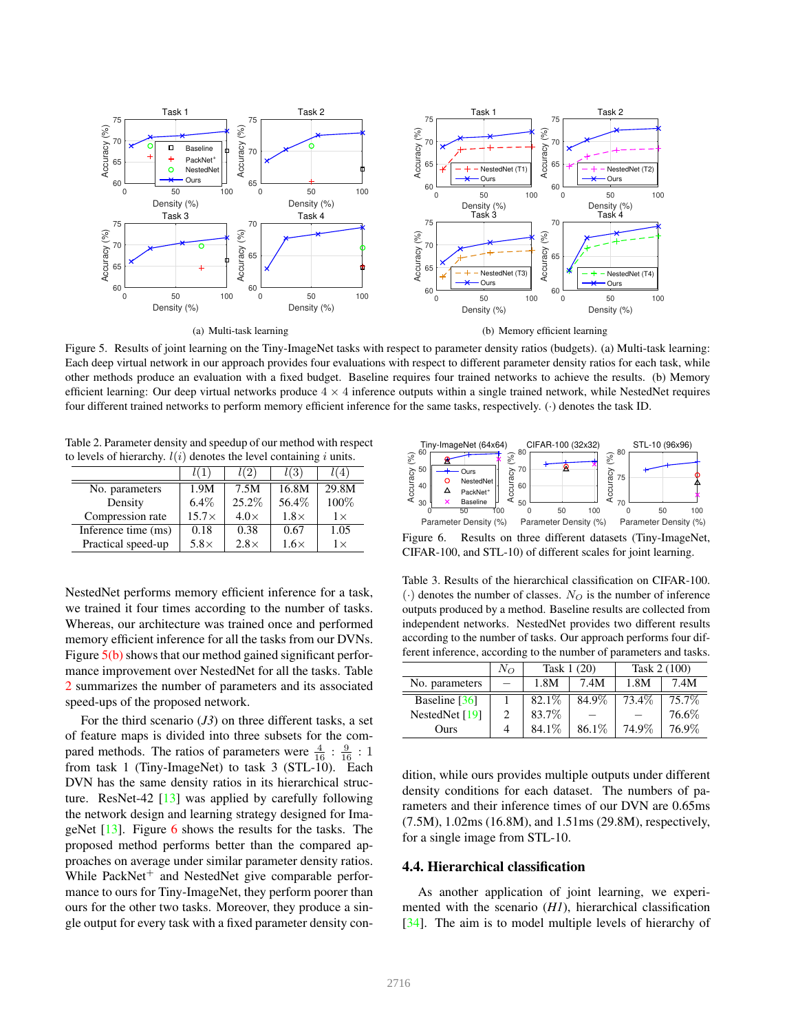Figure 5. Results of joint learning on the Tiny-ImageNet tasks with respect to parameter density ratios (budgets). (a) Multi-task learning: Each deep virtual network in our approach provides four evaluations with respect to different parameter density ratios for each task, while other methods produce an evaluation with a fixed budget. Baseline requires four trained networks to achieve the results. (b) Memory efficient learning: Our deep virtual networks produce $4 \times 4$ inference outputs within a single trained network, while NestedNet requires four different trained networks to perform memory efficient inference for the same tasks, respectively. $(\cdot)$ denotes the task ID.

Table 2. Parameter density and speedup of our method with respect to levels of hierarchy. $l(i)$ denotes the level containing $i$ units.

| | $l(1)$ | $l(2)$ | $l(3)$ | $l(4)$ |
|---|---|---|---|---|
| No. parameters | 1.9M | 7.5M | 16.8M | 29.8M |
| Density | 6.4% | 25.2% | 56.4% | 100% |
| Compression rate | 15.7× | 4.0× | 1.8× | 1× |
| Inference time (ms) | 0.18 | 0.38 | 0.67 | 1.05 |
| Practical speed-up | 5.8× | 2.8× | 1.6× | 1× |

NestedNet performs memory efficient inference for a task, we trained it four times according to the number of tasks. Whereas, our architecture was trained once and performed memory efficient inference for all the tasks from our DVNs. Figure 5(b) shows that our method gained significant performance improvement over NestedNet for all the tasks. Table 2 summarizes the number of parameters and its associated speed-ups of the proposed network.

For the third scenario (*J3*) on three different tasks, a set of feature maps is divided into three subsets for the compared methods. The ratios of parameters were $\frac{4}{16}$ : $\frac{9}{16}$ : 1 from task 1 (Tiny-ImageNet) to task 3 (STL-10). Each DVN has the same density ratios in its hierarchical structure. ResNet-42 [13] was applied by carefully following the network design and learning strategy designed for ImageNet [13]. Figure 6 shows the results for the tasks. The proposed method performs better than the compared approaches on average under similar parameter density ratios. While PackNet$^+$ and NestedNet give comparable performance to ours for Tiny-ImageNet, they perform poorer than ours for the other two tasks. Moreover, they produce a single output for every task with a fixed parameter density condition, while ours provides multiple outputs under different density conditions for each dataset. The numbers of parameters and their inference times of our DVN are 0.65ms (7.5M), 1.02ms (16.8M), and 1.51ms (29.8M), respectively, for a single image from STL-10.

Figure 6. Results on three different datasets (Tiny-ImageNet, CIFAR-100, and STL-10) of different scales for joint learning.

Table 3. Results of the hierarchical classification on CIFAR-100. $(\cdot)$ denotes the number of classes. $N_O$ is the number of inference outputs produced by a method. Baseline results are collected from independent networks. NestedNet provides two different results according to the number of tasks. Our approach performs four different inference, according to the number of parameters and tasks.

| | $N_O$ | Task 1 (20) | | Task 2 (100) | |
|---|---|---|---|---|---|
| No. parameters | – | 1.8M | 7.4M | 1.8M | 7.4M |
| Baseline [36] | 1 | 82.1% | 84.9% | 73.4% | 75.7% |
| NestedNet [19] | 2 | 83.7% | – | – | 76.6% |
| Ours | 4 | 84.1% | 86.1% | 74.9% | 76.9% |

## 4.4. Hierarchical classification

As another application of joint learning, we experimented with the scenario (*H1*), hierarchical classification [34]. The aim is to model multiple levels of hierarchy of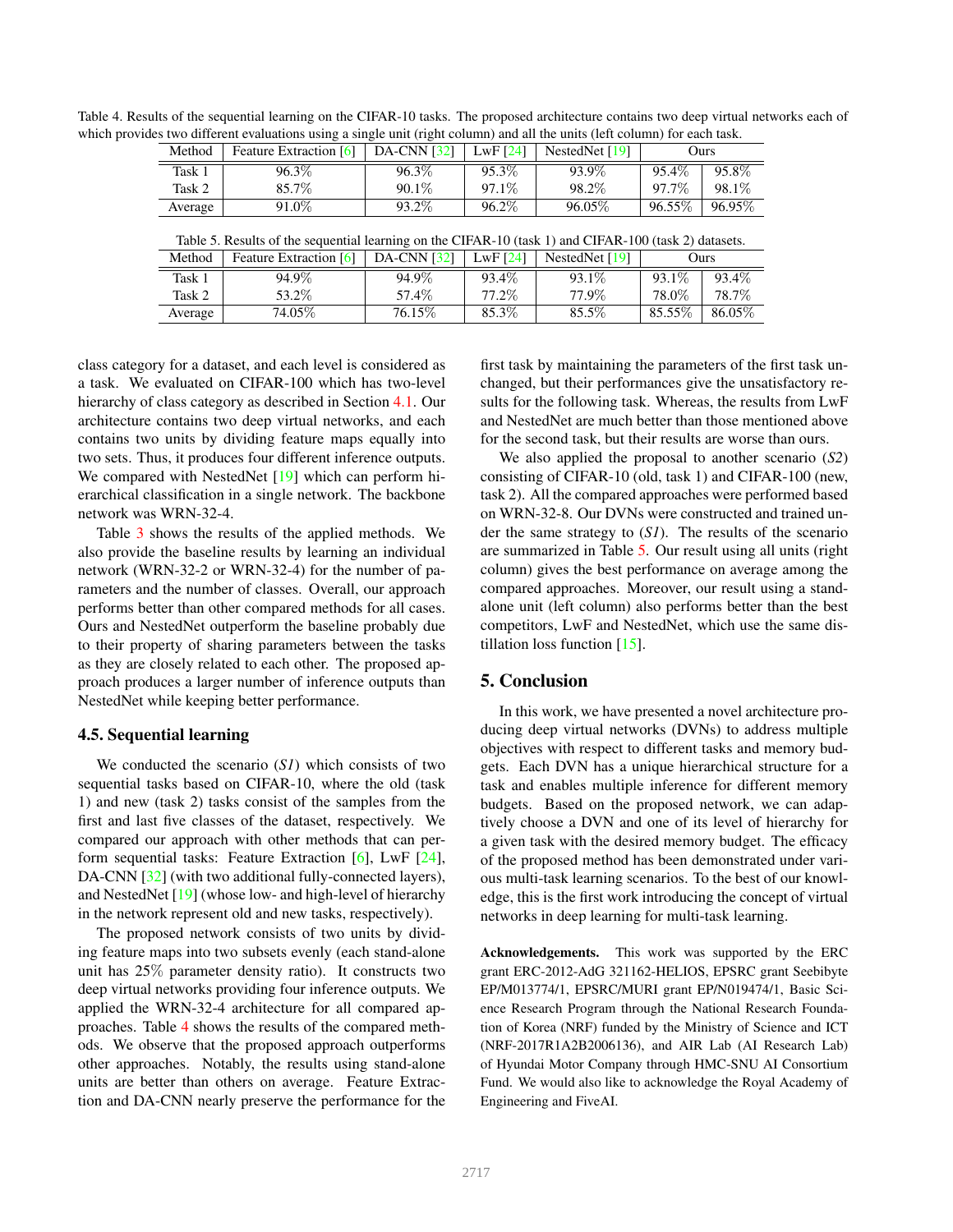Table 4. Results of the sequential learning on the CIFAR-10 tasks. The proposed architecture contains two deep virtual networks each of which provides two different evaluations using a single unit (right column) and all the units (left column) for each task.

| Method | Feature Extraction [6] | DA-CNN [32] | LwF [24] | NestedNet [19] | Ours | |
|---|---|---|---|---|---|---|
| Task 1 | 96.3% | 96.3% | 95.3% | 93.9% | 95.4% | 95.8% |
| Task 2 | 85.7% | 90.1% | 97.1% | 98.2% | 97.7% | 98.1% |
| Average | 91.0% | 93.2% | 96.2% | 96.05% | 96.55% | 96.95% |

Table 5. Results of the sequential learning on the CIFAR-10 (task 1) and CIFAR-100 (task 2) datasets.

| Method | Feature Extraction [6] | DA-CNN [32] | LwF [24] | NestedNet [19] | Ours | |
|---|---|---|---|---|---|---|
| Task 1 | 94.9% | 94.9% | 93.4% | 93.1% | 93.1% | 93.4% |
| Task 2 | 53.2% | 57.4% | 77.2% | 77.9% | 78.0% | 78.7% |
| Average | 74.05% | 76.15% | 85.3% | 85.5% | 85.55% | 86.05% |

class category for a dataset, and each level is considered as a task. We evaluated on CIFAR-100 which has two-level hierarchy of class category as described in Section 4.1. Our architecture contains two deep virtual networks, and each contains two units by dividing feature maps equally into two sets. Thus, it produces four different inference outputs. We compared with NestedNet [19] which can perform hierarchical classification in a single network. The backbone network was WRN-32-4.

Table 3 shows the results of the applied methods. We also provide the baseline results by learning an individual network (WRN-32-2 or WRN-32-4) for the number of parameters and the number of classes. Overall, our approach performs better than other compared methods for all cases. Ours and NestedNet outperform the baseline probably due to their property of sharing parameters between the tasks as they are closely related to each other. The proposed approach produces a larger number of inference outputs than NestedNet while keeping better performance.

### 4.5. Sequential learning

We conducted the scenario (*S1*) which consists of two sequential tasks based on CIFAR-10, where the old (task 1) and new (task 2) tasks consist of the samples from the first and last five classes of the dataset, respectively. We compared our approach with other methods that can perform sequential tasks: Feature Extraction [6], LwF [24], DA-CNN [32] (with two additional fully-connected layers), and NestedNet [19] (whose low- and high-level of hierarchy in the network represent old and new tasks, respectively).

The proposed network consists of two units by dividing feature maps into two subsets evenly (each stand-alone unit has 25% parameter density ratio). It constructs two deep virtual networks providing four inference outputs. We applied the WRN-32-4 architecture for all compared approaches. Table 4 shows the results of the compared methods. We observe that the proposed approach outperforms other approaches. Notably, the results using stand-alone units are better than others on average. Feature Extraction and DA-CNN nearly preserve the performance for the first task by maintaining the parameters of the first task unchanged, but their performances give the unsatisfactory results for the following task. Whereas, the results from LwF and NestedNet are much better than those mentioned above for the second task, but their results are worse than ours.

We also applied the proposal to another scenario (*S2*) consisting of CIFAR-10 (old, task 1) and CIFAR-100 (new, task 2). All the compared approaches were performed based on WRN-32-8. Our DVNs were constructed and trained under the same strategy to (*S1*). The results of the scenario are summarized in Table 5. Our result using all units (right column) gives the best performance on average among the compared approaches. Moreover, our result using a stand-alone unit (left column) also performs better than the best competitors, LwF and NestedNet, which use the same distillation loss function [15].

## 5. Conclusion

In this work, we have presented a novel architecture producing deep virtual networks (DVNs) to address multiple objectives with respect to different tasks and memory budgets. Each DVN has a unique hierarchical structure for a task and enables multiple inference for different memory budgets. Based on the proposed network, we can adaptively choose a DVN and one of its level of hierarchy for a given task with the desired memory budget. The efficacy of the proposed method has been demonstrated under various multi-task learning scenarios. To the best of our knowledge, this is the first work introducing the concept of virtual networks in deep learning for multi-task learning.

**Acknowledgements.** This work was supported by the ERC grant ERC-2012-AdG 321162-HELIOS, EPSRC grant Seebibyte EP/M013774/1, EPSRC/MURI grant EP/N019474/1, Basic Science Research Program through the National Research Foundation of Korea (NRF) funded by the Ministry of Science and ICT (NRF-2017R1A2B2006136), and AIR Lab (AI Research Lab) of Hyundai Motor Company through HMC-SNU AI Consortium Fund. We would also like to acknowledge the Royal Academy of Engineering and FiveAI.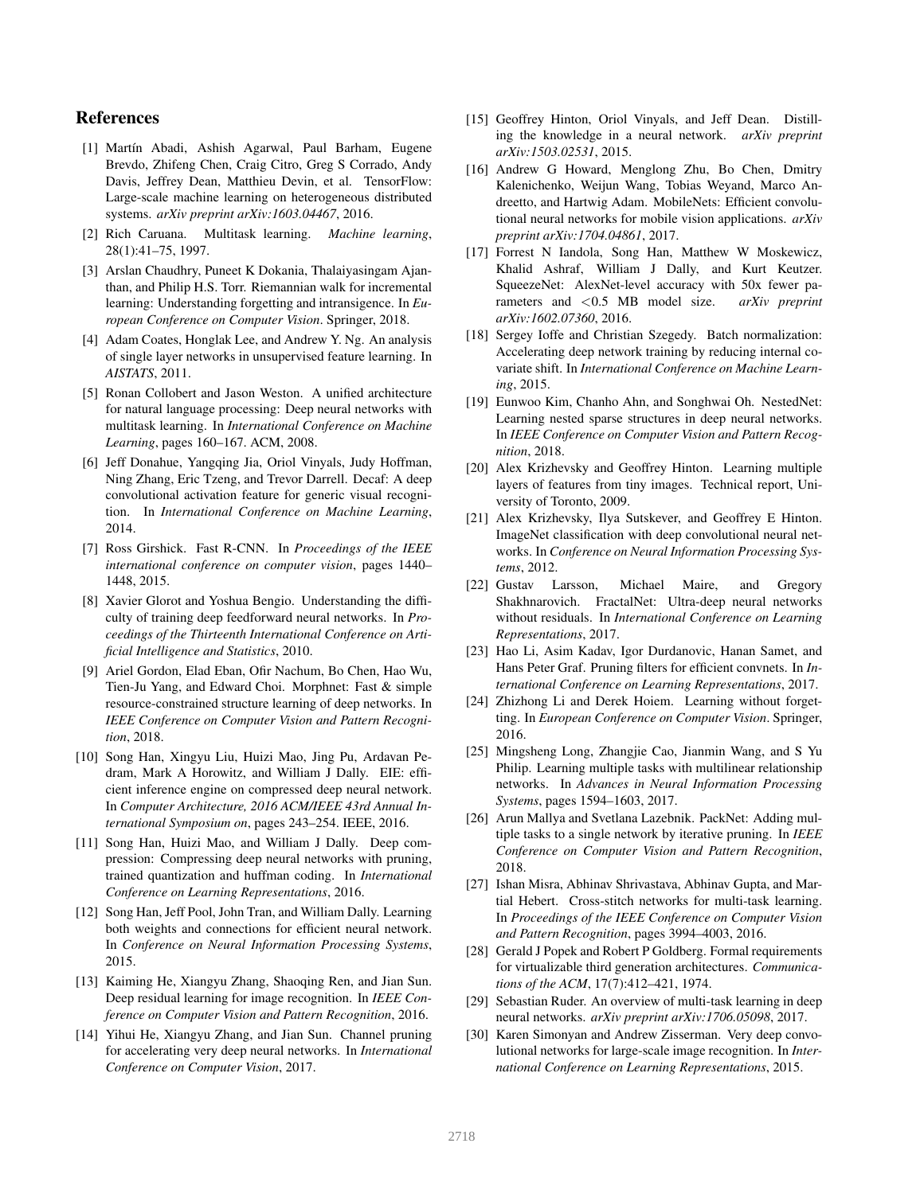## References

[1] Martín Abadi, Ashish Agarwal, Paul Barham, Eugene Brevdo, Zhifeng Chen, Craig Citro, Greg S Corrado, Andy Davis, Jeffrey Dean, Matthieu Devin, et al. TensorFlow: Large-scale machine learning on heterogeneous distributed systems. *arXiv preprint arXiv:1603.04467*, 2016.

[2] Rich Caruana. Multitask learning. *Machine learning*, 28(1):41–75, 1997.

[3] Arslan Chaudhry, Puneet K Dokania, Thalaiyasingam Ajanthan, and Philip H.S. Torr. Riemannian walk for incremental learning: Understanding forgetting and intransigence. In *European Conference on Computer Vision*. Springer, 2018.

[4] Adam Coates, Honglak Lee, and Andrew Y. Ng. An analysis of single layer networks in unsupervised feature learning. In *AISTATS*, 2011.

[5] Ronan Collobert and Jason Weston. A unified architecture for natural language processing: Deep neural networks with multitask learning. In *International Conference on Machine Learning*, pages 160–167. ACM, 2008.

[6] Jeff Donahue, Yangqing Jia, Oriol Vinyals, Judy Hoffman, Ning Zhang, Eric Tzeng, and Trevor Darrell. Decaf: A deep convolutional activation feature for generic visual recognition. In *International Conference on Machine Learning*, 2014.

[7] Ross Girshick. Fast R-CNN. In *Proceedings of the IEEE international conference on computer vision*, pages 1440–1448, 2015.

[8] Xavier Glorot and Yoshua Bengio. Understanding the difficulty of training deep feedforward neural networks. In *Proceedings of the Thirteenth International Conference on Artificial Intelligence and Statistics*, 2010.

[9] Ariel Gordon, Elad Eban, Ofir Nachum, Bo Chen, Hao Wu, Tien-Ju Yang, and Edward Choi. Morphnet: Fast & simple resource-constrained structure learning of deep networks. In *IEEE Conference on Computer Vision and Pattern Recognition*, 2018.

[10] Song Han, Xingyu Liu, Huizi Mao, Jing Pu, Ardavan Pedram, Mark A Horowitz, and William J Dally. EIE: efficient inference engine on compressed deep neural network. In *Computer Architecture, 2016 ACM/IEEE 43rd Annual International Symposium on*, pages 243–254. IEEE, 2016.

[11] Song Han, Huizi Mao, and William J Dally. Deep compression: Compressing deep neural networks with pruning, trained quantization and huffman coding. In *International Conference on Learning Representations*, 2016.

[12] Song Han, Jeff Pool, John Tran, and William Dally. Learning both weights and connections for efficient neural network. In *Conference on Neural Information Processing Systems*, 2015.

[13] Kaiming He, Xiangyu Zhang, Shaoqing Ren, and Jian Sun. Deep residual learning for image recognition. In *IEEE Conference on Computer Vision and Pattern Recognition*, 2016.

[14] Yihui He, Xiangyu Zhang, and Jian Sun. Channel pruning for accelerating very deep neural networks. In *International Conference on Computer Vision*, 2017.

[15] Geoffrey Hinton, Oriol Vinyals, and Jeff Dean. Distilling the knowledge in a neural network. *arXiv preprint arXiv:1503.02531*, 2015.

[16] Andrew G Howard, Menglong Zhu, Bo Chen, Dmitry Kalenichenko, Weijun Wang, Tobias Weyand, Marco Andreetto, and Hartwig Adam. MobileNets: Efficient convolutional neural networks for mobile vision applications. *arXiv preprint arXiv:1704.04861*, 2017.

[17] Forrest N Iandola, Song Han, Matthew W Moskewicz, Khalid Ashraf, William J Dally, and Kurt Keutzer. SqueezeNet: AlexNet-level accuracy with 50x fewer parameters and <0.5 MB model size. *arXiv preprint arXiv:1602.07360*, 2016.

[18] Sergey Ioffe and Christian Szegedy. Batch normalization: Accelerating deep network training by reducing internal covariate shift. In *International Conference on Machine Learning*, 2015.

[19] Eunwoo Kim, Chanho Ahn, and Songhwai Oh. NestedNet: Learning nested sparse structures in deep neural networks. In *IEEE Conference on Computer Vision and Pattern Recognition*, 2018.

[20] Alex Krizhevsky and Geoffrey Hinton. Learning multiple layers of features from tiny images. Technical report, University of Toronto, 2009.

[21] Alex Krizhevsky, Ilya Sutskever, and Geoffrey E Hinton. ImageNet classification with deep convolutional neural networks. In *Conference on Neural Information Processing Systems*, 2012.

[22] Gustav Larsson, Michael Maire, and Gregory Shakhnarovich. FractalNet: Ultra-deep neural networks without residuals. In *International Conference on Learning Representations*, 2017.

[23] Hao Li, Asim Kadav, Igor Durdanovic, Hanan Samet, and Hans Peter Graf. Pruning filters for efficient convnets. In *International Conference on Learning Representations*, 2017.

[24] Zhizhong Li and Derek Hoiem. Learning without forgetting. In *European Conference on Computer Vision*. Springer, 2016.

[25] Mingsheng Long, Zhangjie Cao, Jianmin Wang, and S Yu Philip. Learning multiple tasks with multilinear relationship networks. In *Advances in Neural Information Processing Systems*, pages 1594–1603, 2017.

[26] Arun Mallya and Svetlana Lazebnik. PackNet: Adding multiple tasks to a single network by iterative pruning. In *IEEE Conference on Computer Vision and Pattern Recognition*, 2018.

[27] Ishan Misra, Abhinav Shrivastava, Abhinav Gupta, and Martial Hebert. Cross-stitch networks for multi-task learning. In *Proceedings of the IEEE Conference on Computer Vision and Pattern Recognition*, pages 3994–4003, 2016.

[28] Gerald J Popek and Robert P Goldberg. Formal requirements for virtualizable third generation architectures. *Communications of the ACM*, 17(7):412–421, 1974.

[29] Sebastian Ruder. An overview of multi-task learning in deep neural networks. *arXiv preprint arXiv:1706.05098*, 2017.

[30] Karen Simonyan and Andrew Zisserman. Very deep convolutional networks for large-scale image recognition. In *International Conference on Learning Representations*, 2015.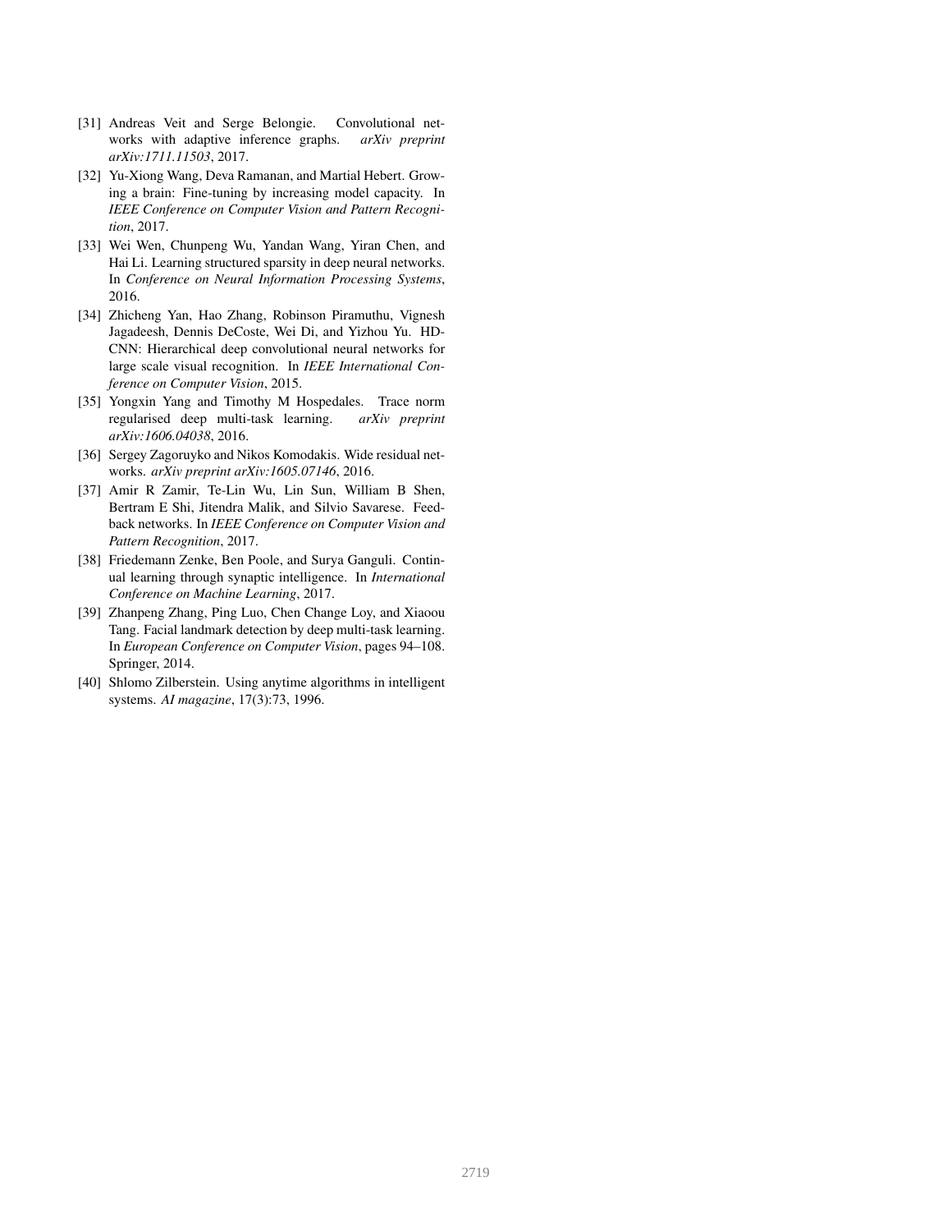[31] Andreas Veit and Serge Belongie. Convolutional networks with adaptive inference graphs. *arXiv preprint arXiv:1711.11503*, 2017.

[32] Yu-Xiong Wang, Deva Ramanan, and Martial Hebert. Growing a brain: Fine-tuning by increasing model capacity. In *IEEE Conference on Computer Vision and Pattern Recognition*, 2017.

[33] Wei Wen, Chunpeng Wu, Yandan Wang, Yiran Chen, and Hai Li. Learning structured sparsity in deep neural networks. In *Conference on Neural Information Processing Systems*, 2016.

[34] Zhicheng Yan, Hao Zhang, Robinson Piramuthu, Vignesh Jagadeesh, Dennis DeCoste, Wei Di, and Yizhou Yu. HD-CNN: Hierarchical deep convolutional neural networks for large scale visual recognition. In *IEEE International Conference on Computer Vision*, 2015.

[35] Yongxin Yang and Timothy M Hospedales. Trace norm regularised deep multi-task learning. *arXiv preprint arXiv:1606.04038*, 2016.

[36] Sergey Zagoruyko and Nikos Komodakis. Wide residual networks. *arXiv preprint arXiv:1605.07146*, 2016.

[37] Amir R Zamir, Te-Lin Wu, Lin Sun, William B Shen, Bertram E Shi, Jitendra Malik, and Silvio Savarese. Feedback networks. In *IEEE Conference on Computer Vision and Pattern Recognition*, 2017.

[38] Friedemann Zenke, Ben Poole, and Surya Ganguli. Continual learning through synaptic intelligence. In *International Conference on Machine Learning*, 2017.

[39] Zhanpeng Zhang, Ping Luo, Chen Change Loy, and Xiaoou Tang. Facial landmark detection by deep multi-task learning. In *European Conference on Computer Vision*, pages 94–108. Springer, 2014.

[40] Shlomo Zilberstein. Using anytime algorithms in intelligent systems. *AI magazine*, 17(3):73, 1996.